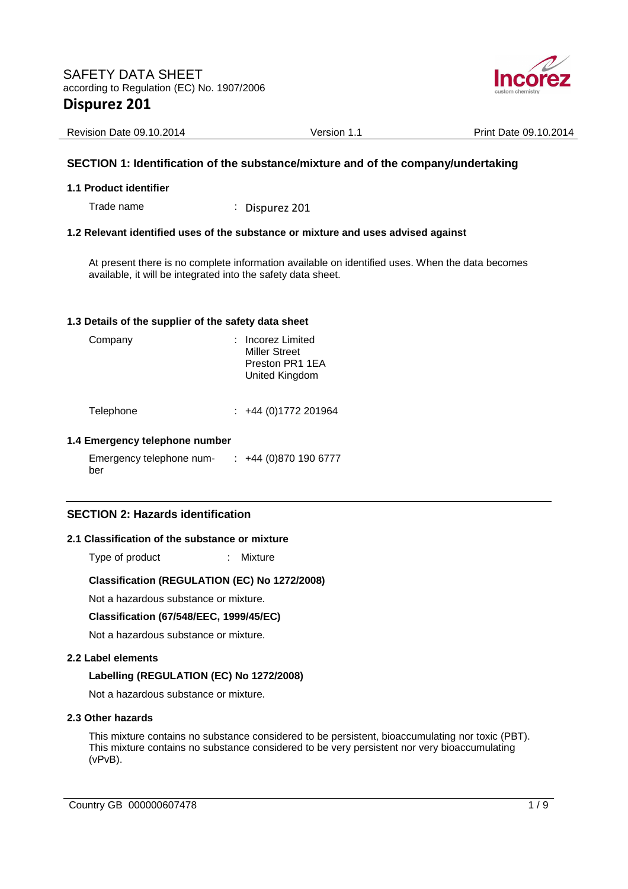SAFETY DATA SHEET
according to Regulation (EC) No. 1907/2006

# Dispurez 201

Revision Date 09.10.2014 | Version 1.1 | Print Date 09.10.2014

## SECTION 1: Identification of the substance/mixture and of the company/undertaking

### 1.1 Product identifier

Trade name : Dispurez 201

### 1.2 Relevant identified uses of the substance or mixture and uses advised against

At present there is no complete information available on identified uses. When the data becomes available, it will be integrated into the safety data sheet.

### 1.3 Details of the supplier of the safety data sheet

Company : Incorez Limited
Miller Street
Preston PR1 1EA
United Kingdom

Telephone : +44 (0)1772 201964

### 1.4 Emergency telephone number

Emergency telephone number : +44 (0)870 190 6777

## SECTION 2: Hazards identification

### 2.1 Classification of the substance or mixture

Type of product : Mixture

**Classification (REGULATION (EC) No 1272/2008)**

Not a hazardous substance or mixture.

**Classification (67/548/EEC, 1999/45/EC)**

Not a hazardous substance or mixture.

### 2.2 Label elements

**Labelling (REGULATION (EC) No 1272/2008)**

Not a hazardous substance or mixture.

### 2.3 Other hazards

This mixture contains no substance considered to be persistent, bioaccumulating nor toxic (PBT).
This mixture contains no substance considered to be very persistent nor very bioaccumulating (vPvB).

Country GB 000000607478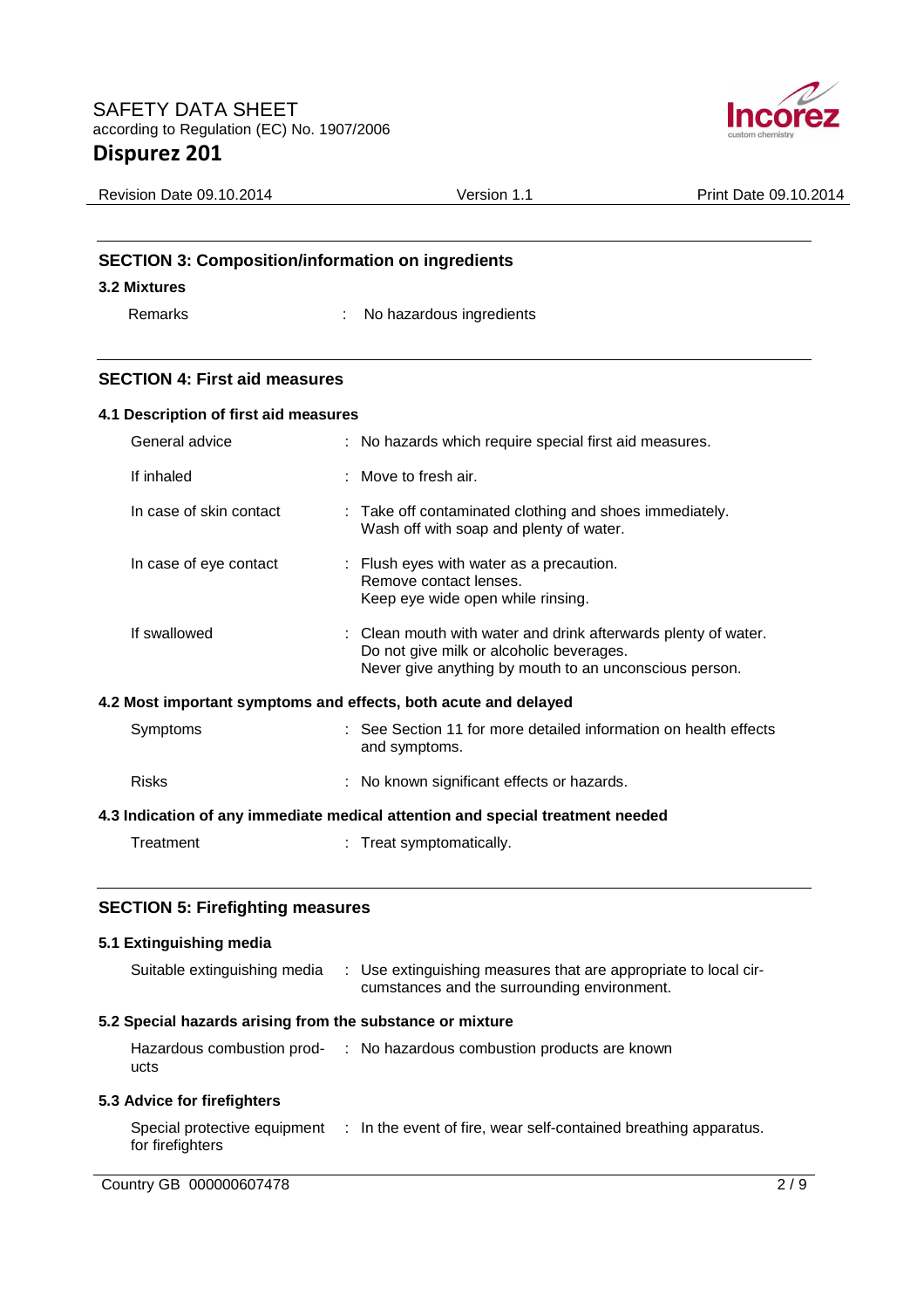## SECTION 3: Composition/information on ingredients

### 3.2 Mixtures

| | |
|---|---|
| Remarks | : No hazardous ingredients |

## SECTION 4: First aid measures

### 4.1 Description of first aid measures

| | |
|---|---|
| General advice | : No hazards which require special first aid measures. |
| If inhaled | : Move to fresh air. |
| In case of skin contact | : Take off contaminated clothing and shoes immediately. Wash off with soap and plenty of water. |
| In case of eye contact | : Flush eyes with water as a precaution. Remove contact lenses. Keep eye wide open while rinsing. |
| If swallowed | : Clean mouth with water and drink afterwards plenty of water. Do not give milk or alcoholic beverages. Never give anything by mouth to an unconscious person. |

### 4.2 Most important symptoms and effects, both acute and delayed

| | |
|---|---|
| Symptoms | : See Section 11 for more detailed information on health effects and symptoms. |
| Risks | : No known significant effects or hazards. |

### 4.3 Indication of any immediate medical attention and special treatment needed

| | |
|---|---|
| Treatment | : Treat symptomatically. |

## SECTION 5: Firefighting measures

### 5.1 Extinguishing media

| | |
|---|---|
| Suitable extinguishing media | : Use extinguishing measures that are appropriate to local circumstances and the surrounding environment. |

### 5.2 Special hazards arising from the substance or mixture

| | |
|---|---|
| Hazardous combustion products | : No hazardous combustion products are known |

### 5.3 Advice for firefighters

| | |
|---|---|
| Special protective equipment for firefighters | : In the event of fire, wear self-contained breathing apparatus. |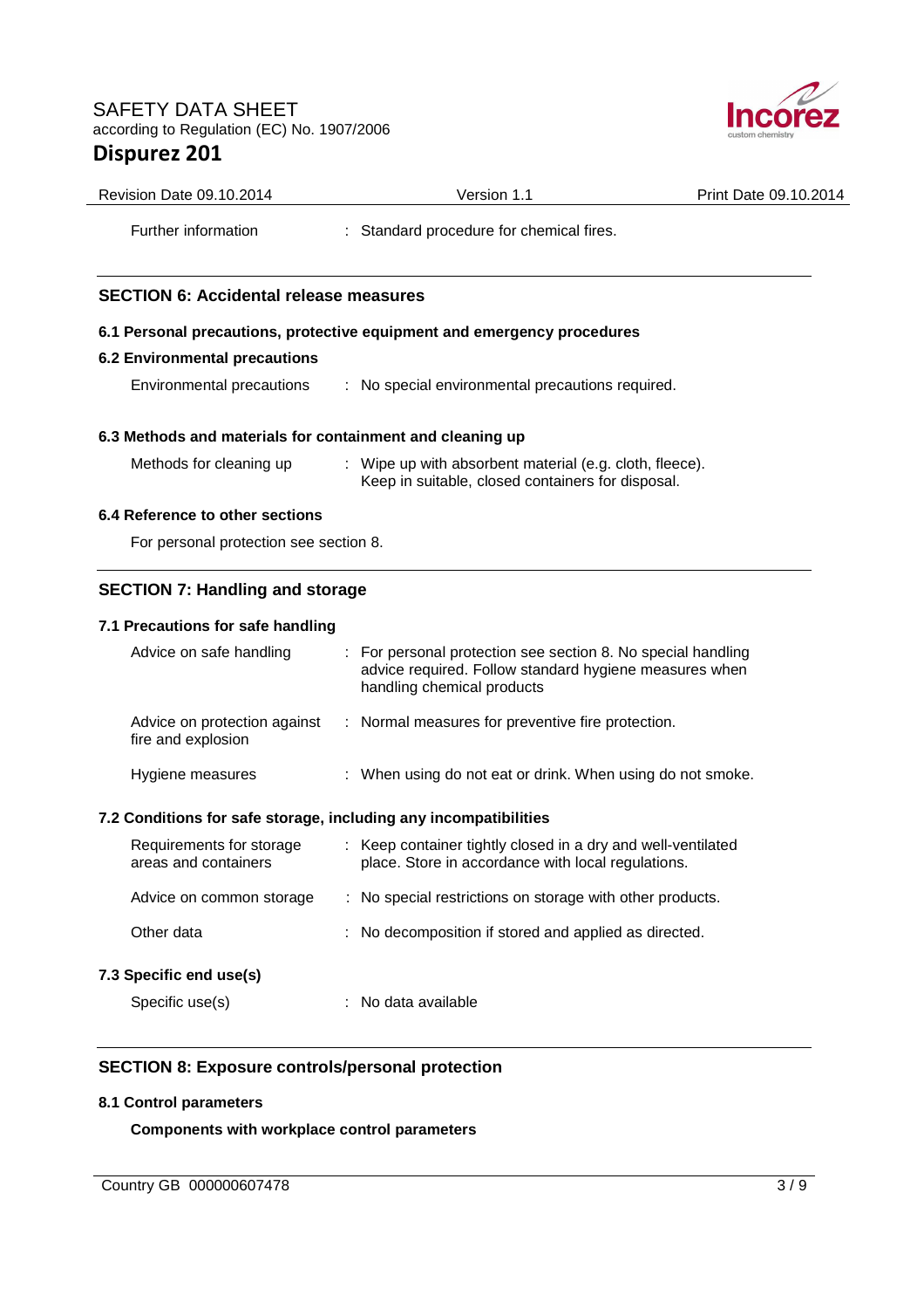| | | |
|---|---|---|
| Further information | : | Standard procedure for chemical fires. |

## SECTION 6: Accidental release measures

### 6.1 Personal precautions, protective equipment and emergency procedures

### 6.2 Environmental precautions

| | | |
|---|---|---|
| Environmental precautions | : | No special environmental precautions required. |

### 6.3 Methods and materials for containment and cleaning up

| | | |
|---|---|---|
| Methods for cleaning up | : | Wipe up with absorbent material (e.g. cloth, fleece). Keep in suitable, closed containers for disposal. |

### 6.4 Reference to other sections

For personal protection see section 8.

## SECTION 7: Handling and storage

### 7.1 Precautions for safe handling

| | | |
|---|---|---|
| Advice on safe handling | : | For personal protection see section 8. No special handling advice required. Follow standard hygiene measures when handling chemical products |
| Advice on protection against fire and explosion | : | Normal measures for preventive fire protection. |
| Hygiene measures | : | When using do not eat or drink. When using do not smoke. |

### 7.2 Conditions for safe storage, including any incompatibilities

| | | |
|---|---|---|
| Requirements for storage areas and containers | : | Keep container tightly closed in a dry and well-ventilated place. Store in accordance with local regulations. |
| Advice on common storage | : | No special restrictions on storage with other products. |
| Other data | : | No decomposition if stored and applied as directed. |

### 7.3 Specific end use(s)

| | | |
|---|---|---|
| Specific use(s) | : | No data available |

## SECTION 8: Exposure controls/personal protection

### 8.1 Control parameters

**Components with workplace control parameters**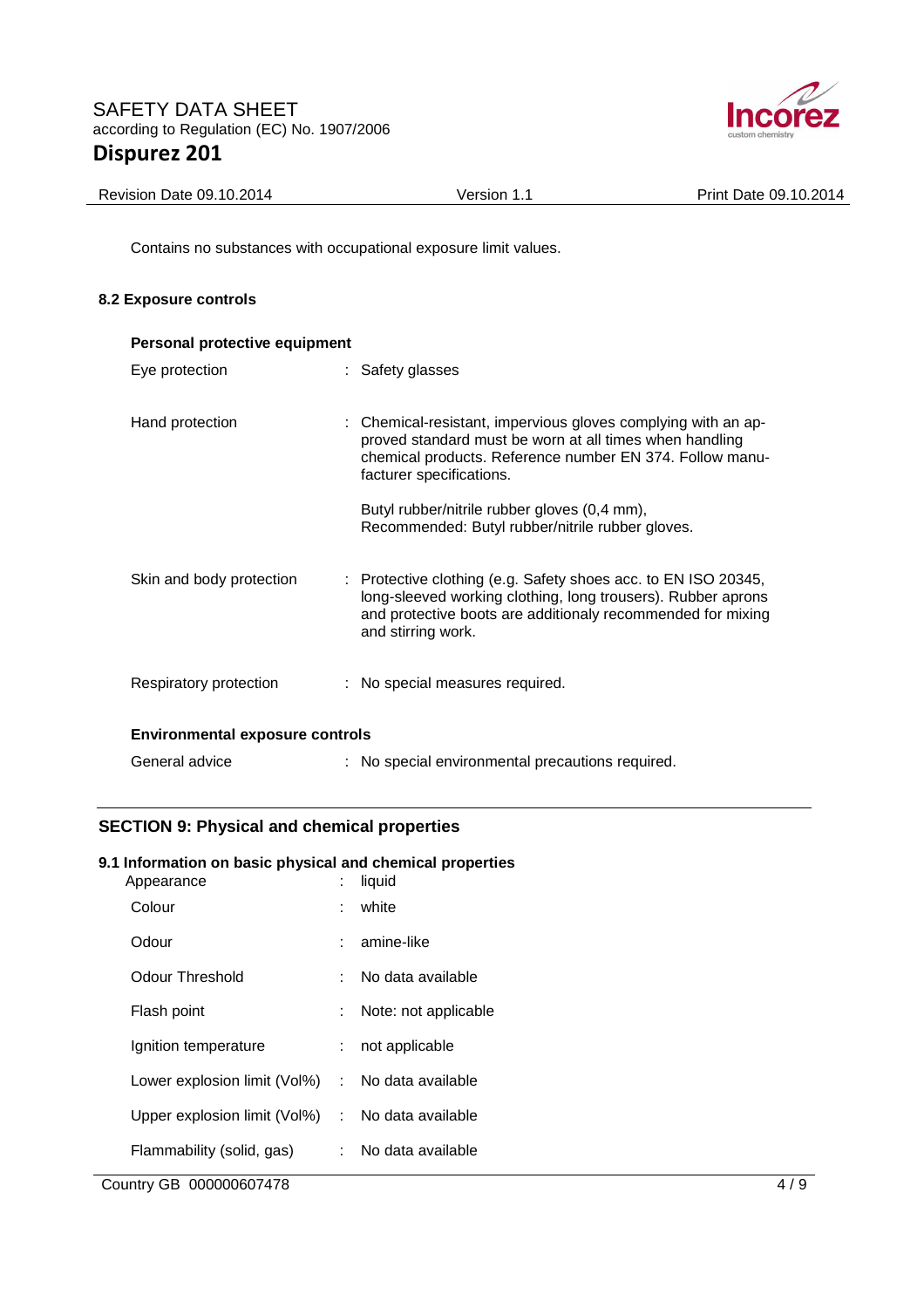Contains no substances with occupational exposure limit values.

### 8.2 Exposure controls

**Personal protective equipment**

| | |
|---|---|
| Eye protection | Safety glasses |
| Hand protection | Chemical-resistant, impervious gloves complying with an approved standard must be worn at all times when handling chemical products. Reference number EN 374. Follow manufacturer specifications.<br><br>Butyl rubber/nitrile rubber gloves (0,4 mm),<br>Recommended: Butyl rubber/nitrile rubber gloves. |
| Skin and body protection | Protective clothing (e.g. Safety shoes acc. to EN ISO 20345, long-sleeved working clothing, long trousers). Rubber aprons and protective boots are additionaly recommended for mixing and stirring work. |
| Respiratory protection | No special measures required. |

**Environmental exposure controls**

| | |
|---|---|
| General advice | No special environmental precautions required. |

## SECTION 9: Physical and chemical properties

### 9.1 Information on basic physical and chemical properties

| | |
|---|---|
| Appearance | liquid |
| Colour | white |
| Odour | amine-like |
| Odour Threshold | No data available |
| Flash point | Note: not applicable |
| Ignition temperature | not applicable |
| Lower explosion limit (Vol%) | No data available |
| Upper explosion limit (Vol%) | No data available |
| Flammability (solid, gas) | No data available |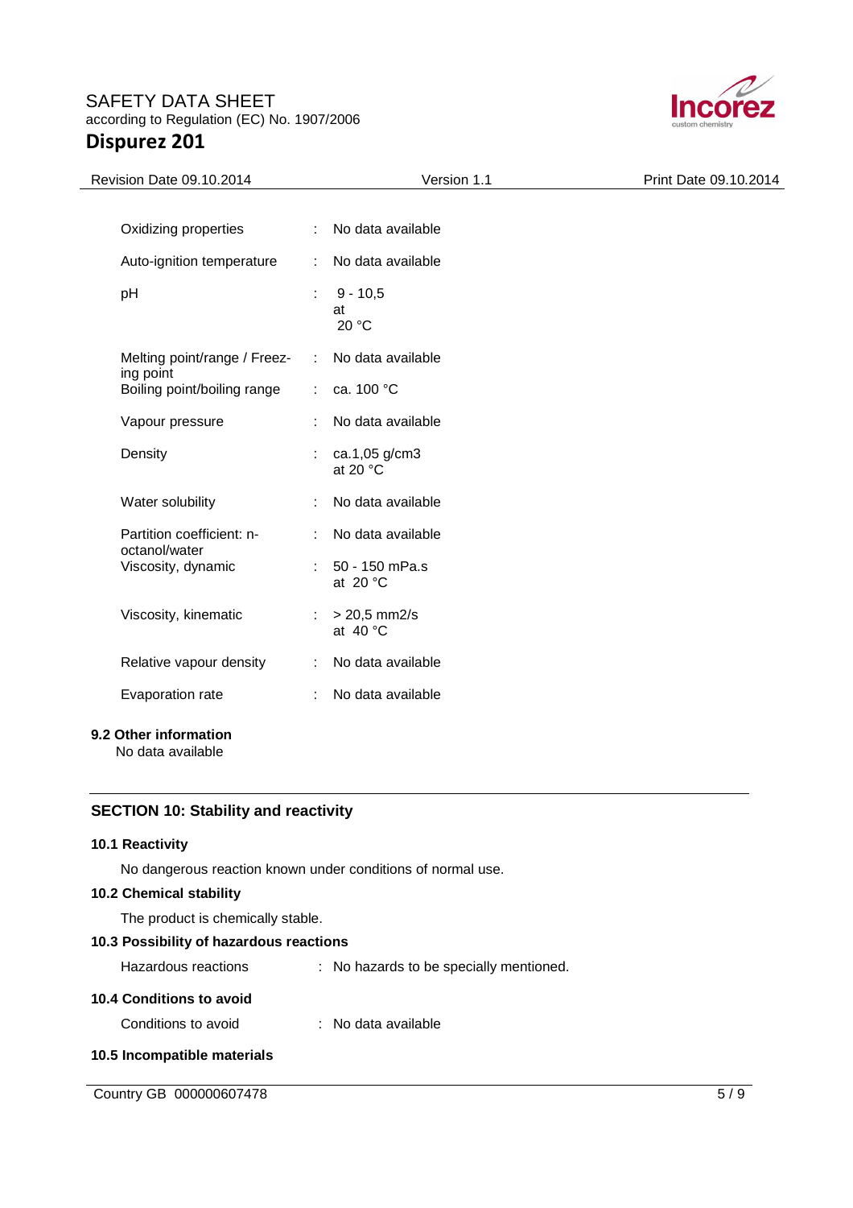| Property | | Value |
|---|---|---|
| Oxidizing properties | : | No data available |
| Auto-ignition temperature | : | No data available |
| pH | : | 9 - 10,5 at 20 °C |
| Melting point/range / Freezing point | : | No data available |
| Boiling point/boiling range | : | ca. 100 °C |
| Vapour pressure | : | No data available |
| Density | : | ca.1,05 g/cm3 at 20 °C |
| Water solubility | : | No data available |
| Partition coefficient: n-octanol/water | : | No data available |
| Viscosity, dynamic | : | 50 - 150 mPa.s at 20 °C |
| Viscosity, kinematic | : | > 20,5 mm2/s at 40 °C |
| Relative vapour density | : | No data available |
| Evaporation rate | : | No data available |

### 9.2 Other information

No data available

## SECTION 10: Stability and reactivity

### 10.1 Reactivity

No dangerous reaction known under conditions of normal use.

### 10.2 Chemical stability

The product is chemically stable.

### 10.3 Possibility of hazardous reactions

Hazardous reactions : No hazards to be specially mentioned.

### 10.4 Conditions to avoid

Conditions to avoid : No data available

### 10.5 Incompatible materials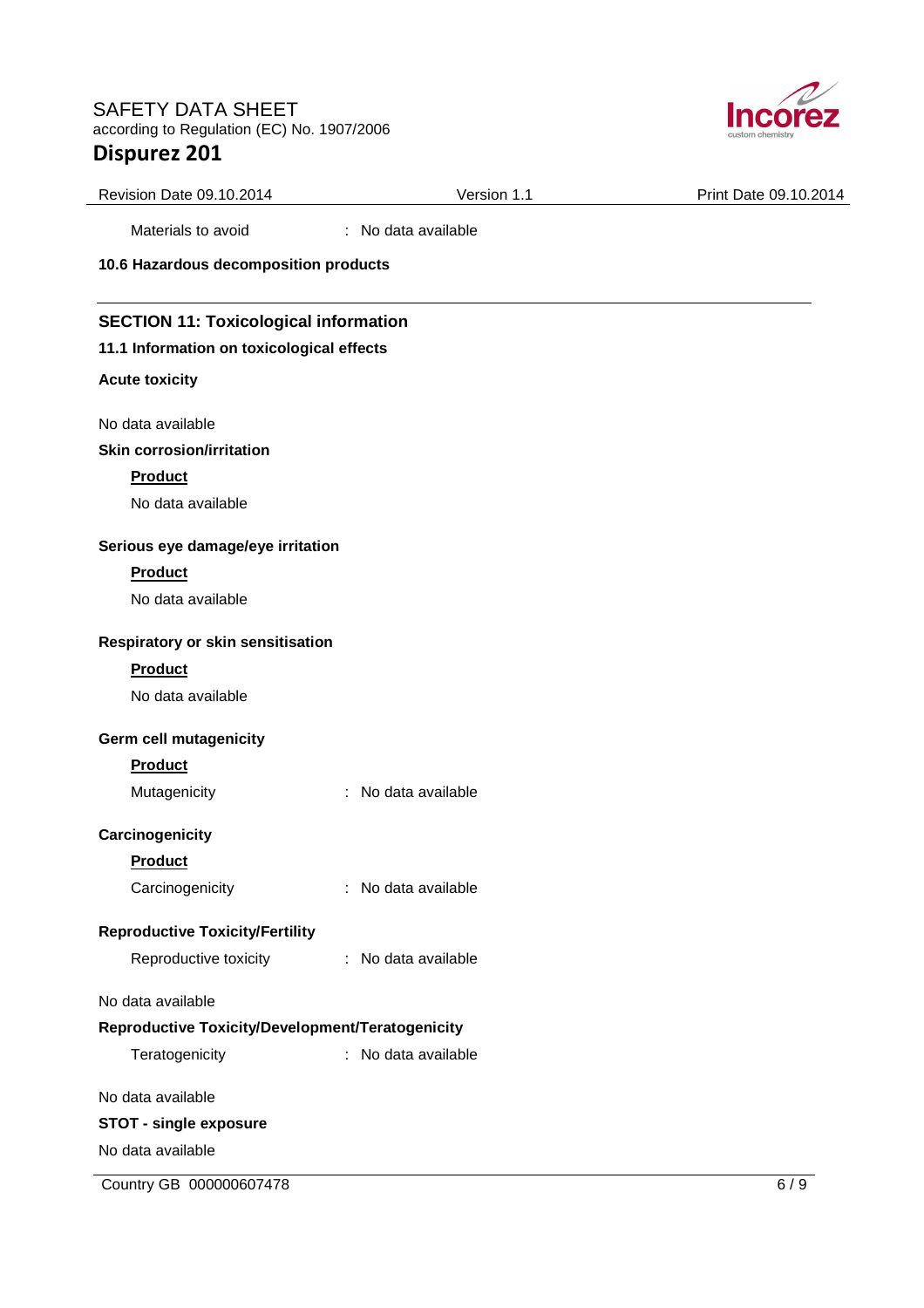Materials to avoid : No data available

**10.6 Hazardous decomposition products**

## SECTION 11: Toxicological information

### 11.1 Information on toxicological effects

**Acute toxicity**

No data available

**Skin corrosion/irritation**

**Product**

No data available

**Serious eye damage/eye irritation**

**Product**

No data available

**Respiratory or skin sensitisation**

**Product**

No data available

**Germ cell mutagenicity**

**Product**

Mutagenicity : No data available

**Carcinogenicity**

**Product**

Carcinogenicity : No data available

**Reproductive Toxicity/Fertility**

Reproductive toxicity : No data available

No data available

**Reproductive Toxicity/Development/Teratogenicity**

Teratogenicity : No data available

No data available

**STOT - single exposure**

No data available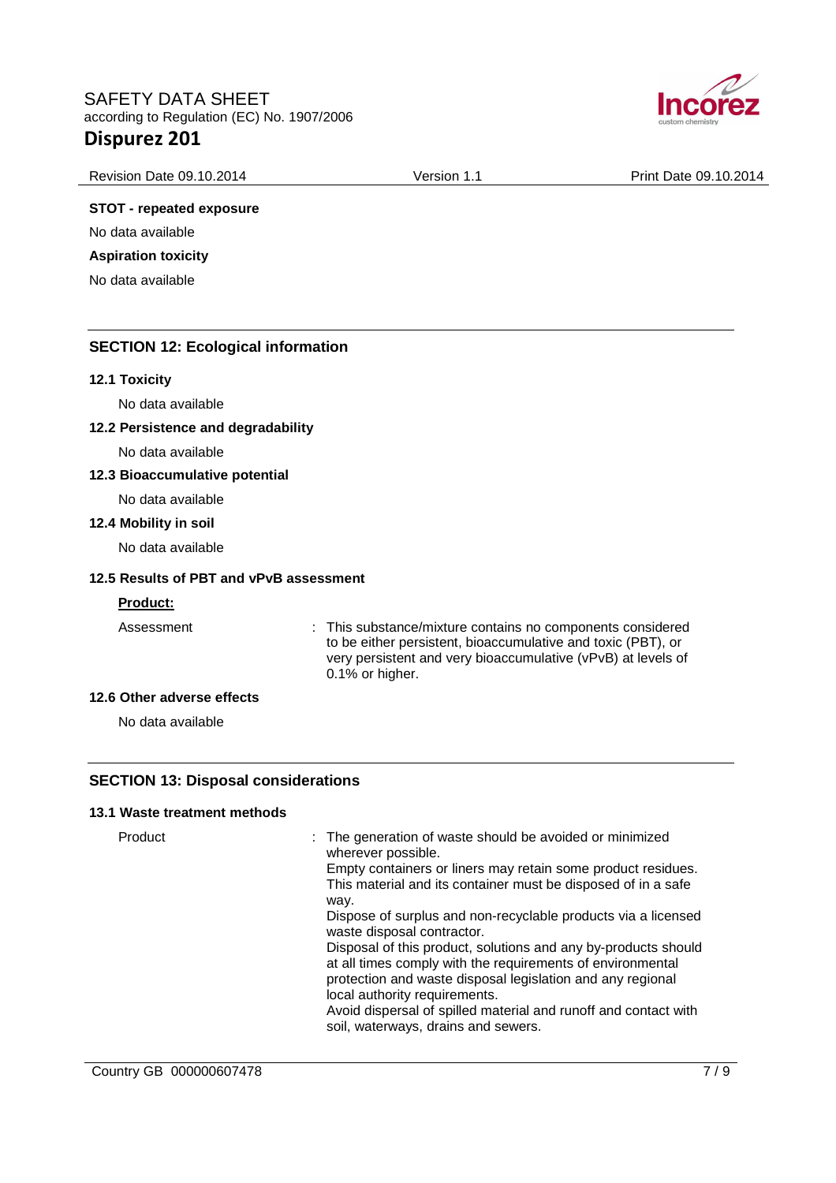**STOT - repeated exposure**

No data available

**Aspiration toxicity**

No data available

## SECTION 12: Ecological information

### 12.1 Toxicity

No data available

### 12.2 Persistence and degradability

No data available

### 12.3 Bioaccumulative potential

No data available

### 12.4 Mobility in soil

No data available

### 12.5 Results of PBT and vPvB assessment

**Product:**

Assessment : This substance/mixture contains no components considered to be either persistent, bioaccumulative and toxic (PBT), or very persistent and very bioaccumulative (vPvB) at levels of 0.1% or higher.

### 12.6 Other adverse effects

No data available

## SECTION 13: Disposal considerations

### 13.1 Waste treatment methods

Product : The generation of waste should be avoided or minimized wherever possible.
Empty containers or liners may retain some product residues.
This material and its container must be disposed of in a safe way.
Dispose of surplus and non-recyclable products via a licensed waste disposal contractor.
Disposal of this product, solutions and any by-products should at all times comply with the requirements of environmental protection and waste disposal legislation and any regional local authority requirements.
Avoid dispersal of spilled material and runoff and contact with soil, waterways, drains and sewers.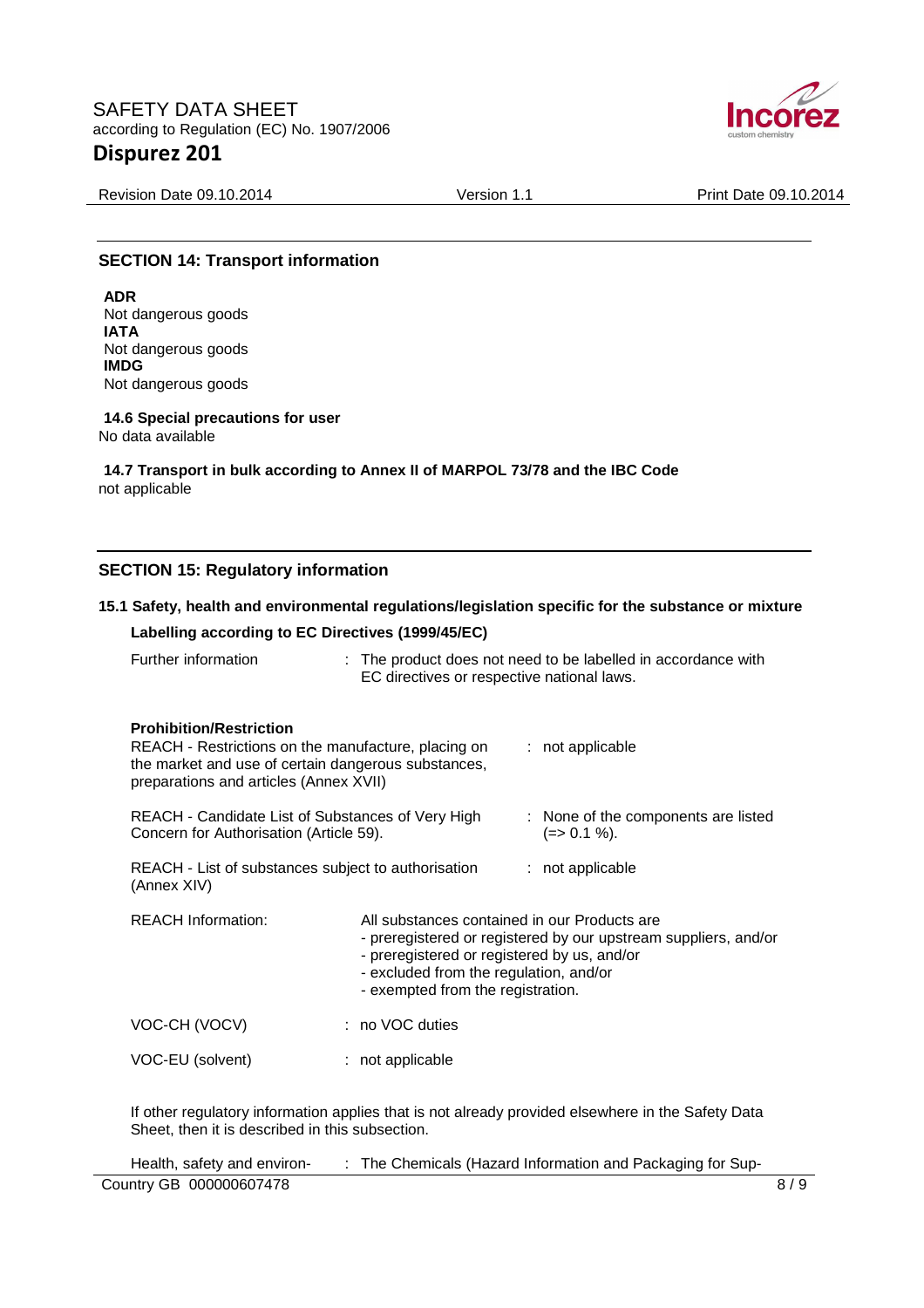## SECTION 14: Transport information

**ADR**
Not dangerous goods
**IATA**
Not dangerous goods
**IMDG**
Not dangerous goods

**14.6 Special precautions for user**
No data available

**14.7 Transport in bulk according to Annex II of MARPOL 73/78 and the IBC Code**
not applicable

## SECTION 15: Regulatory information

### 15.1 Safety, health and environmental regulations/legislation specific for the substance or mixture

**Labelling according to EC Directives (1999/45/EC)**

Further information : The product does not need to be labelled in accordance with EC directives or respective national laws.

**Prohibition/Restriction**

REACH - Restrictions on the manufacture, placing on the market and use of certain dangerous substances, preparations and articles (Annex XVII) : not applicable

REACH - Candidate List of Substances of Very High Concern for Authorisation (Article 59). : None of the components are listed (=> 0.1 %).

REACH - List of substances subject to authorisation (Annex XIV) : not applicable

REACH Information: All substances contained in our Products are
- preregistered or registered by our upstream suppliers, and/or
- preregistered or registered by us, and/or
- excluded from the regulation, and/or
- exempted from the registration.

VOC-CH (VOCV) : no VOC duties

VOC-EU (solvent) : not applicable

If other regulatory information applies that is not already provided elsewhere in the Safety Data Sheet, then it is described in this subsection.

Health, safety and environ- : The Chemicals (Hazard Information and Packaging for Sup-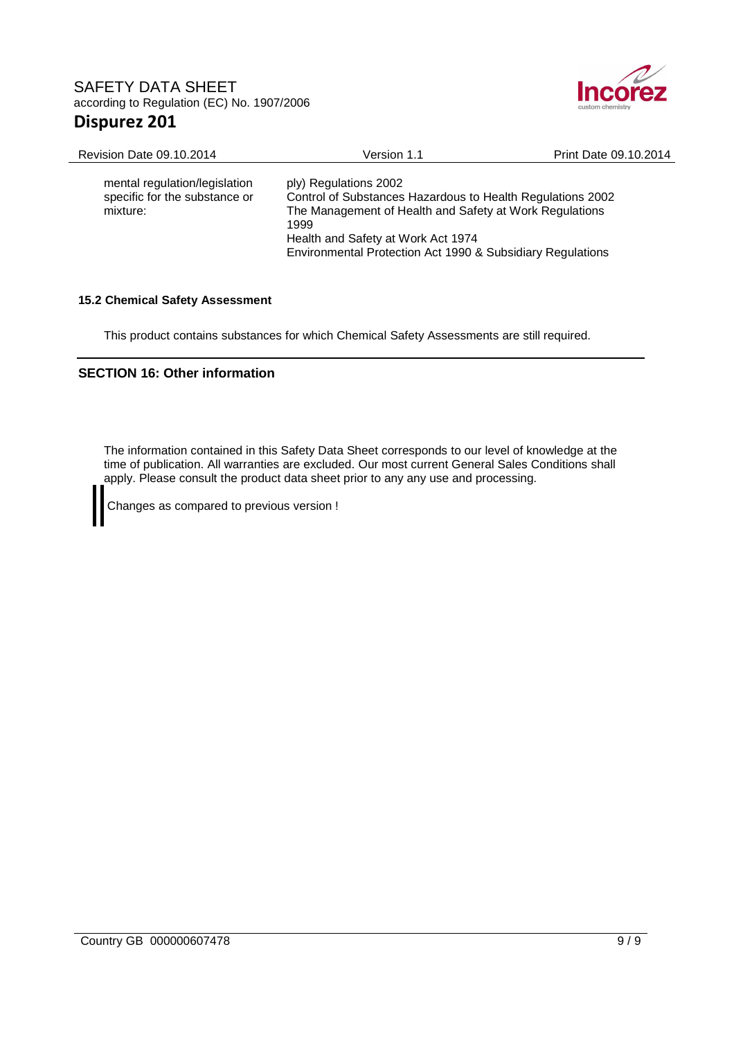| | |
|---|---|
| mental regulation/legislation specific for the substance or mixture: | ply) Regulations 2002<br>Control of Substances Hazardous to Health Regulations 2002<br>The Management of Health and Safety at Work Regulations 1999<br>Health and Safety at Work Act 1974<br>Environmental Protection Act 1990 & Subsidiary Regulations |

### 15.2 Chemical Safety Assessment

This product contains substances for which Chemical Safety Assessments are still required.

## SECTION 16: Other information

The information contained in this Safety Data Sheet corresponds to our level of knowledge at the time of publication. All warranties are excluded. Our most current General Sales Conditions shall apply. Please consult the product data sheet prior to any any use and processing.

Changes as compared to previous version !